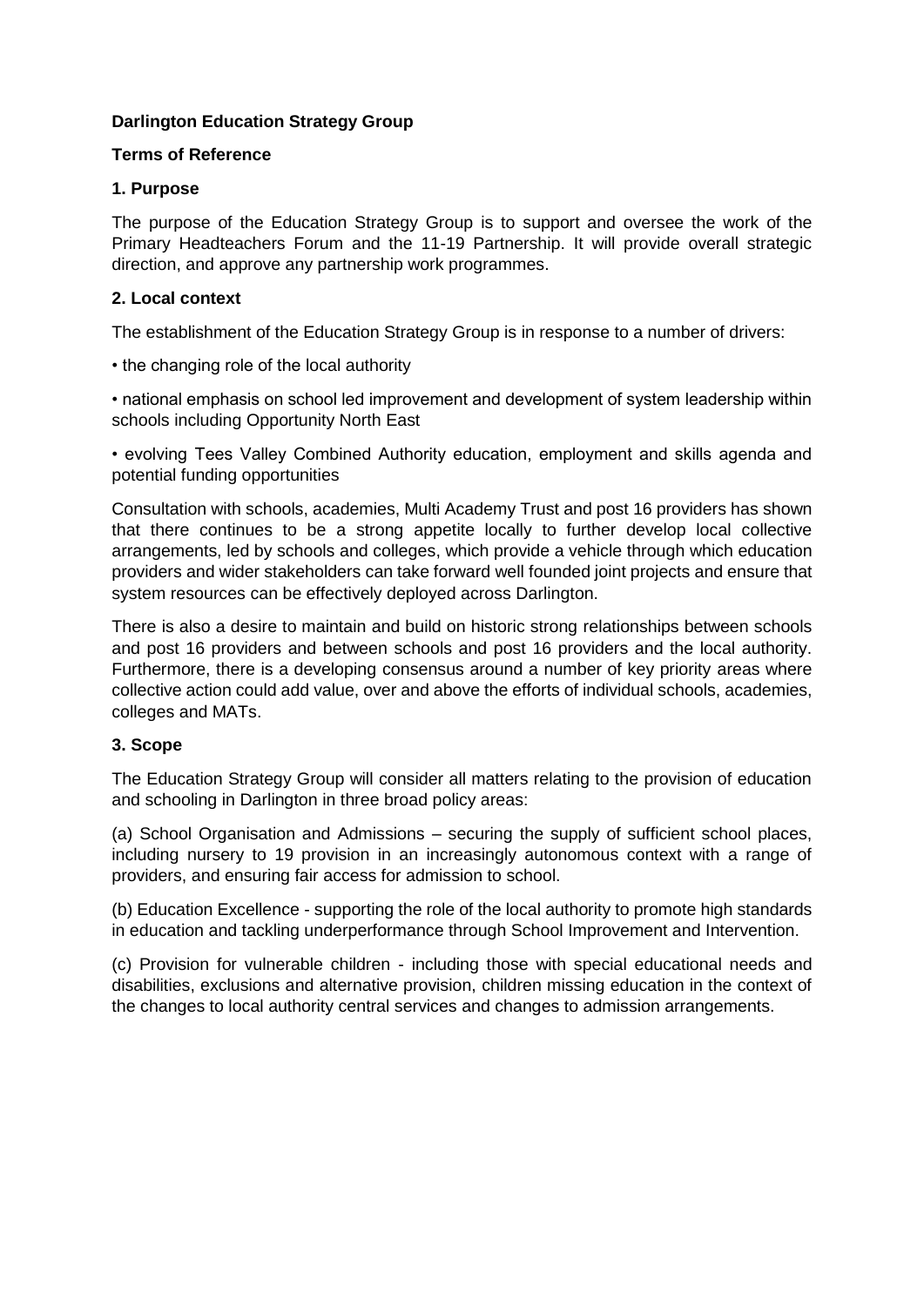**Darlington Education Strategy Group**

**Terms of Reference**

**1. Purpose**

The purpose of the Education Strategy Group is to support and oversee the work of the Primary Headteachers Forum and the 11-19 Partnership. It will provide overall strategic direction, and approve any partnership work programmes.

**2. Local context**

The establishment of the Education Strategy Group is in response to a number of drivers:

• the changing role of the local authority

• national emphasis on school led improvement and development of system leadership within schools including Opportunity North East

• evolving Tees Valley Combined Authority education, employment and skills agenda and potential funding opportunities

Consultation with schools, academies, Multi Academy Trust and post 16 providers has shown that there continues to be a strong appetite locally to further develop local collective arrangements, led by schools and colleges, which provide a vehicle through which education providers and wider stakeholders can take forward well founded joint projects and ensure that system resources can be effectively deployed across Darlington.

There is also a desire to maintain and build on historic strong relationships between schools and post 16 providers and between schools and post 16 providers and the local authority. Furthermore, there is a developing consensus around a number of key priority areas where collective action could add value, over and above the efforts of individual schools, academies, colleges and MATs.

**3. Scope**

The Education Strategy Group will consider all matters relating to the provision of education and schooling in Darlington in three broad policy areas:

(a) School Organisation and Admissions – securing the supply of sufficient school places, including nursery to 19 provision in an increasingly autonomous context with a range of providers, and ensuring fair access for admission to school.

(b) Education Excellence - supporting the role of the local authority to promote high standards in education and tackling underperformance through School Improvement and Intervention.

(c) Provision for vulnerable children - including those with special educational needs and disabilities, exclusions and alternative provision, children missing education in the context of the changes to local authority central services and changes to admission arrangements.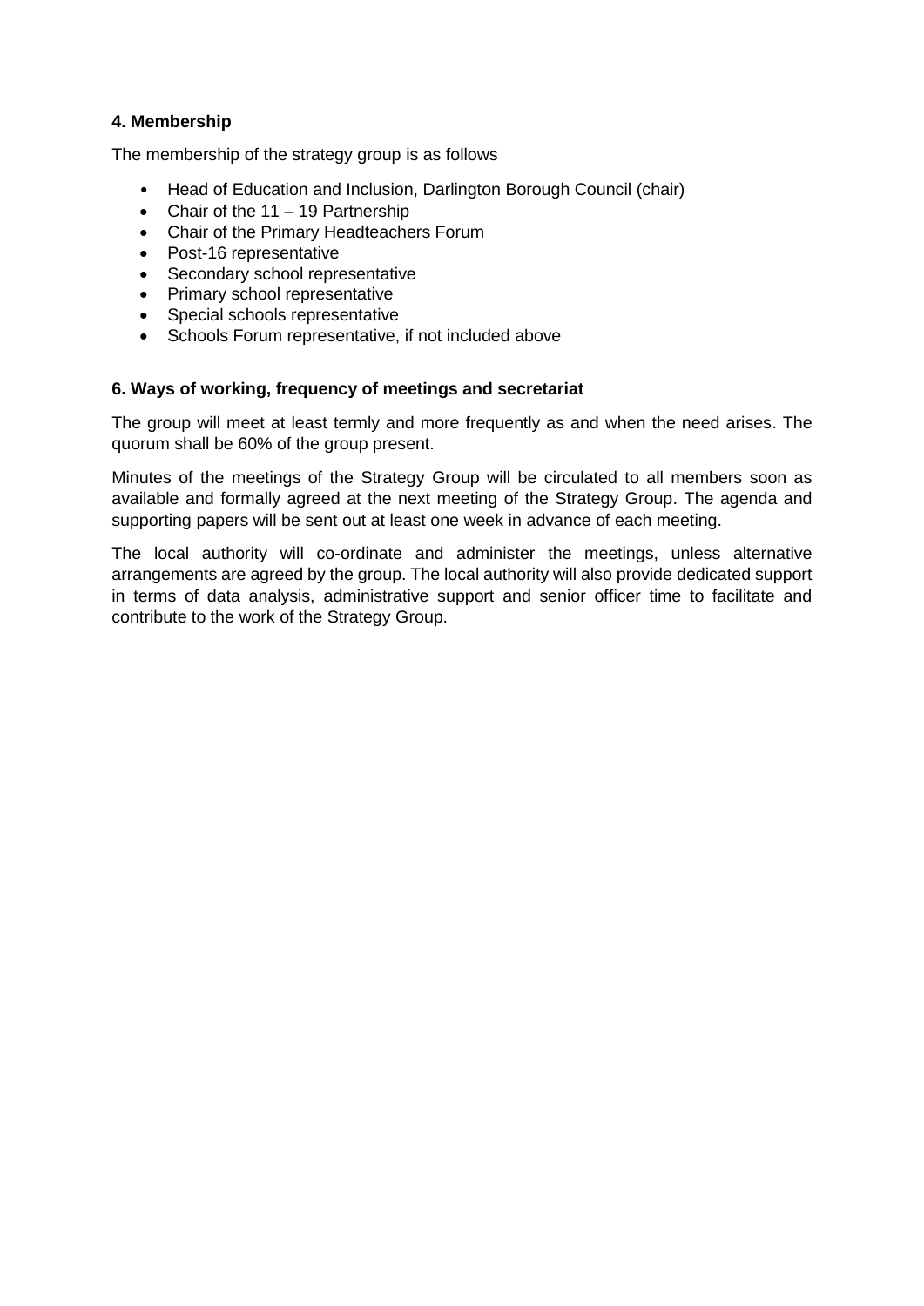### 4. Membership

The membership of the strategy group is as follows

- Head of Education and Inclusion, Darlington Borough Council (chair)
- Chair of the 11 – 19 Partnership
- Chair of the Primary Headteachers Forum
- Post-16 representative
- Secondary school representative
- Primary school representative
- Special schools representative
- Schools Forum representative, if not included above

### 6. Ways of working, frequency of meetings and secretariat

The group will meet at least termly and more frequently as and when the need arises. The quorum shall be 60% of the group present.

Minutes of the meetings of the Strategy Group will be circulated to all members soon as available and formally agreed at the next meeting of the Strategy Group. The agenda and supporting papers will be sent out at least one week in advance of each meeting.

The local authority will co-ordinate and administer the meetings, unless alternative arrangements are agreed by the group. The local authority will also provide dedicated support in terms of data analysis, administrative support and senior officer time to facilitate and contribute to the work of the Strategy Group.